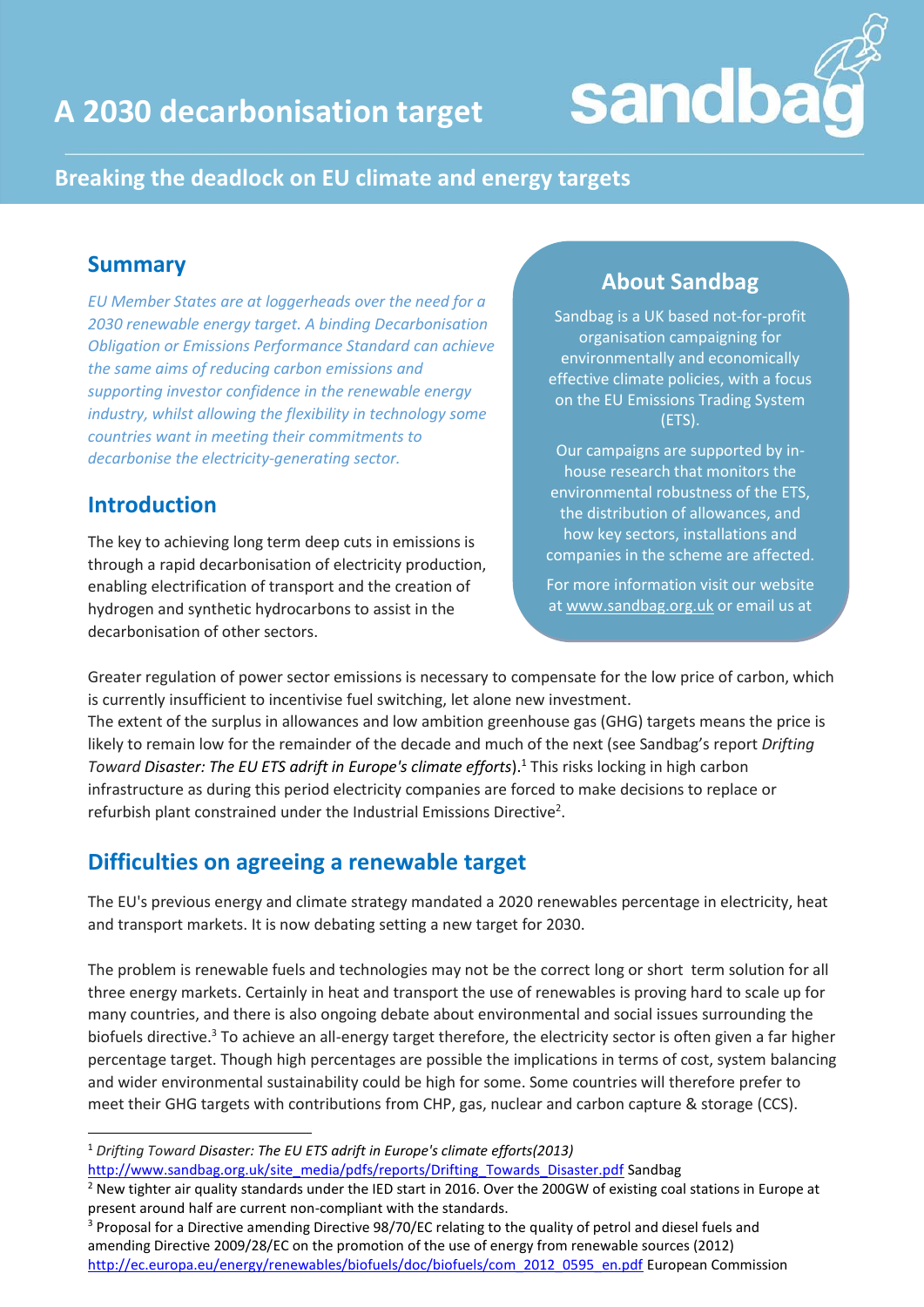# A 2030 decarbonisation target

sandbag

## Breaking the deadlock on EU climate and energy targets

## Summary

*EU Member States are at loggerheads over the need for a 2030 renewable energy target. A binding Decarbonisation Obligation or Emissions Performance Standard can achieve the same aims of reducing carbon emissions and supporting investor confidence in the renewable energy industry, whilst allowing the flexibility in technology some countries want in meeting their commitments to decarbonise the electricity-generating sector.*

## About Sandbag

Sandbag is a UK based not-for-profit organisation campaigning for environmentally and economically effective climate policies, with a focus on the EU Emissions Trading System (ETS).

Our campaigns are supported by in-house research that monitors the environmental robustness of the ETS, the distribution of allowances, and how key sectors, installations and companies in the scheme are affected.

For more information visit our website at www.sandbag.org.uk or email us at

## Introduction

The key to achieving long term deep cuts in emissions is through a rapid decarbonisation of electricity production, enabling electrification of transport and the creation of hydrogen and synthetic hydrocarbons to assist in the decarbonisation of other sectors.

Greater regulation of power sector emissions is necessary to compensate for the low price of carbon, which is currently insufficient to incentivise fuel switching, let alone new investment.
The extent of the surplus in allowances and low ambition greenhouse gas (GHG) targets means the price is likely to remain low for the remainder of the decade and much of the next (see Sandbag's report *Drifting Toward Disaster: The EU ETS adrift in Europe's climate efforts*).[1] This risks locking in high carbon infrastructure as during this period electricity companies are forced to make decisions to replace or refurbish plant constrained under the Industrial Emissions Directive[2].

## Difficulties on agreeing a renewable target

The EU's previous energy and climate strategy mandated a 2020 renewables percentage in electricity, heat and transport markets. It is now debating setting a new target for 2030.

The problem is renewable fuels and technologies may not be the correct long or short term solution for all three energy markets. Certainly in heat and transport the use of renewables is proving hard to scale up for many countries, and there is also ongoing debate about environmental and social issues surrounding the biofuels directive.[3] To achieve an all-energy target therefore, the electricity sector is often given a far higher percentage target. Though high percentages are possible the implications in terms of cost, system balancing and wider environmental sustainability could be high for some. Some countries will therefore prefer to meet their GHG targets with contributions from CHP, gas, nuclear and carbon capture & storage (CCS).

---

[1] *Drifting Toward Disaster: The EU ETS adrift in Europe's climate efforts(2013)* http://www.sandbag.org.uk/site_media/pdfs/reports/Drifting_Towards_Disaster.pdf Sandbag

[2] New tighter air quality standards under the IED start in 2016. Over the 200GW of existing coal stations in Europe at present around half are current non-compliant with the standards.

[3] Proposal for a Directive amending Directive 98/70/EC relating to the quality of petrol and diesel fuels and amending Directive 2009/28/EC on the promotion of the use of energy from renewable sources (2012) http://ec.europa.eu/energy/renewables/biofuels/doc/biofuels/com_2012_0595_en.pdf European Commission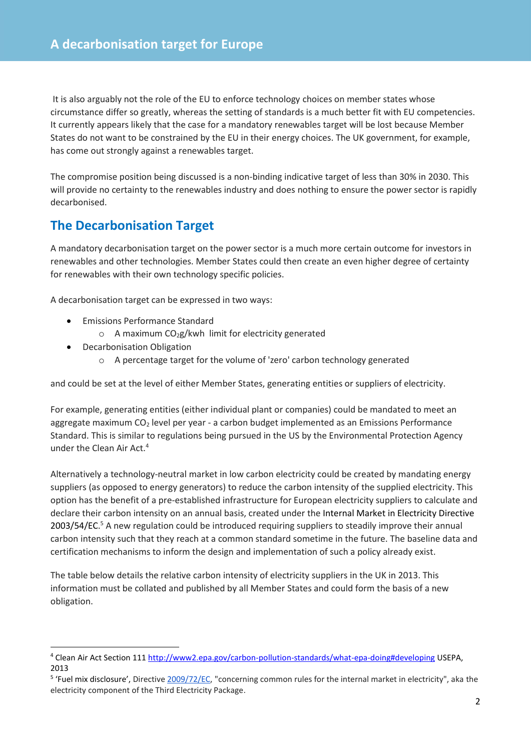It is also arguably not the role of the EU to enforce technology choices on member states whose circumstance differ so greatly, whereas the setting of standards is a much better fit with EU competencies. It currently appears likely that the case for a mandatory renewables target will be lost because Member States do not want to be constrained by the EU in their energy choices. The UK government, for example, has come out strongly against a renewables target.

The compromise position being discussed is a non-binding indicative target of less than 30% in 2030. This will provide no certainty to the renewables industry and does nothing to ensure the power sector is rapidly decarbonised.

## The Decarbonisation Target

A mandatory decarbonisation target on the power sector is a much more certain outcome for investors in renewables and other technologies. Member States could then create an even higher degree of certainty for renewables with their own technology specific policies.

A decarbonisation target can be expressed in two ways:

- Emissions Performance Standard
  - A maximum $CO_2$g/kwh limit for electricity generated
- Decarbonisation Obligation
  - A percentage target for the volume of 'zero' carbon technology generated

and could be set at the level of either Member States, generating entities or suppliers of electricity.

For example, generating entities (either individual plant or companies) could be mandated to meet an aggregate maximum $CO_2$ level per year - a carbon budget implemented as an Emissions Performance Standard. This is similar to regulations being pursued in the US by the Environmental Protection Agency under the Clean Air Act.[4]

Alternatively a technology-neutral market in low carbon electricity could be created by mandating energy suppliers (as opposed to energy generators) to reduce the carbon intensity of the supplied electricity. This option has the benefit of a pre-established infrastructure for European electricity suppliers to calculate and declare their carbon intensity on an annual basis, created under the Internal Market in Electricity Directive 2003/54/EC.[5] A new regulation could be introduced requiring suppliers to steadily improve their annual carbon intensity such that they reach at a common standard sometime in the future. The baseline data and certification mechanisms to inform the design and implementation of such a policy already exist.

The table below details the relative carbon intensity of electricity suppliers in the UK in 2013. This information must be collated and published by all Member States and could form the basis of a new obligation.

---

[4] Clean Air Act Section 111 http://www2.epa.gov/carbon-pollution-standards/what-epa-doing#developing USEPA, 2013

[5] 'Fuel mix disclosure', Directive 2009/72/EC, "concerning common rules for the internal market in electricity", aka the electricity component of the Third Electricity Package.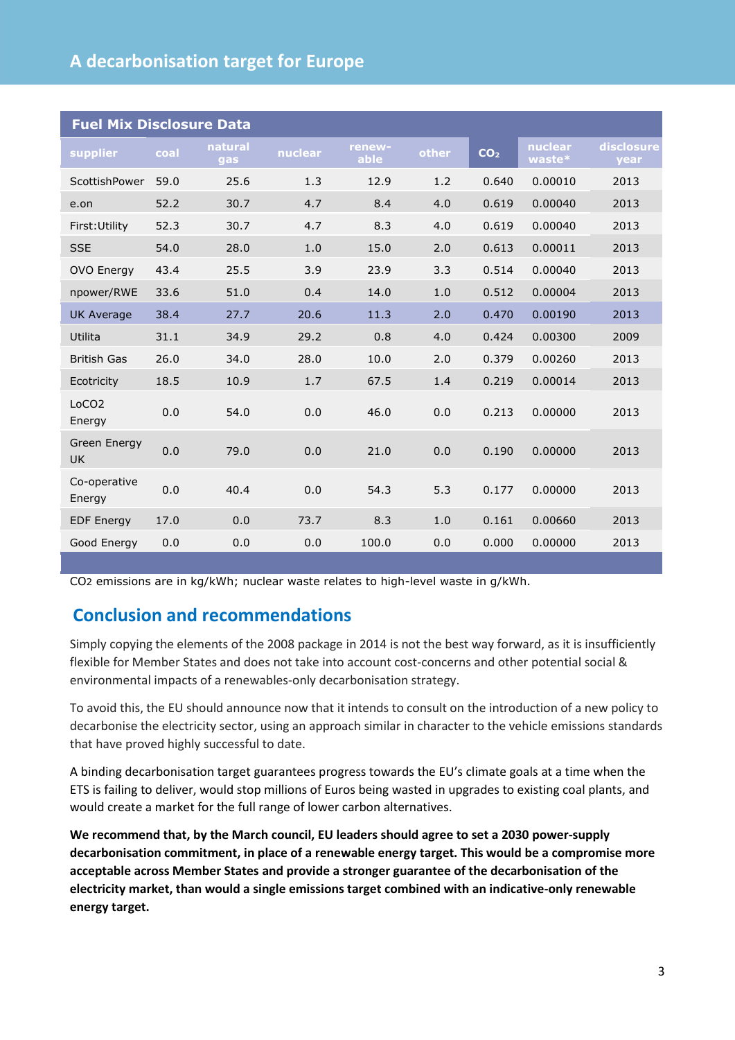## Fuel Mix Disclosure Data

| supplier | coal | natural gas | nuclear | renew-able | other | $CO_2$ | nuclear waste* | disclosure year |
|---|---|---|---|---|---|---|---|---|
| ScottishPower | 59.0 | 25.6 | 1.3 | 12.9 | 1.2 | 0.640 | 0.00010 | 2013 |
| e.on | 52.2 | 30.7 | 4.7 | 8.4 | 4.0 | 0.619 | 0.00040 | 2013 |
| First:Utility | 52.3 | 30.7 | 4.7 | 8.3 | 4.0 | 0.619 | 0.00040 | 2013 |
| SSE | 54.0 | 28.0 | 1.0 | 15.0 | 2.0 | 0.613 | 0.00011 | 2013 |
| OVO Energy | 43.4 | 25.5 | 3.9 | 23.9 | 3.3 | 0.514 | 0.00040 | 2013 |
| npower/RWE | 33.6 | 51.0 | 0.4 | 14.0 | 1.0 | 0.512 | 0.00004 | 2013 |
| UK Average | 38.4 | 27.7 | 20.6 | 11.3 | 2.0 | 0.470 | 0.00190 | 2013 |
| Utilita | 31.1 | 34.9 | 29.2 | 0.8 | 4.0 | 0.424 | 0.00300 | 2009 |
| British Gas | 26.0 | 34.0 | 28.0 | 10.0 | 2.0 | 0.379 | 0.00260 | 2013 |
| Ecotricity | 18.5 | 10.9 | 1.7 | 67.5 | 1.4 | 0.219 | 0.00014 | 2013 |
| LoCO2 Energy | 0.0 | 54.0 | 0.0 | 46.0 | 0.0 | 0.213 | 0.00000 | 2013 |
| Green Energy UK | 0.0 | 79.0 | 0.0 | 21.0 | 0.0 | 0.190 | 0.00000 | 2013 |
| Co-operative Energy | 0.0 | 40.4 | 0.0 | 54.3 | 5.3 | 0.177 | 0.00000 | 2013 |
| EDF Energy | 17.0 | 0.0 | 73.7 | 8.3 | 1.0 | 0.161 | 0.00660 | 2013 |
| Good Energy | 0.0 | 0.0 | 0.0 | 100.0 | 0.0 | 0.000 | 0.00000 | 2013 |

$CO_2$ emissions are in kg/kWh; nuclear waste relates to high-level waste in g/kWh.

## Conclusion and recommendations

Simply copying the elements of the 2008 package in 2014 is not the best way forward, as it is insufficiently flexible for Member States and does not take into account cost-concerns and other potential social & environmental impacts of a renewables-only decarbonisation strategy.

To avoid this, the EU should announce now that it intends to consult on the introduction of a new policy to decarbonise the electricity sector, using an approach similar in character to the vehicle emissions standards that have proved highly successful to date.

A binding decarbonisation target guarantees progress towards the EU's climate goals at a time when the ETS is failing to deliver, would stop millions of Euros being wasted in upgrades to existing coal plants, and would create a market for the full range of lower carbon alternatives.

**We recommend that, by the March council, EU leaders should agree to set a 2030 power-supply decarbonisation commitment, in place of a renewable energy target. This would be a compromise more acceptable across Member States and provide a stronger guarantee of the decarbonisation of the electricity market, than would a single emissions target combined with an indicative-only renewable energy target.**